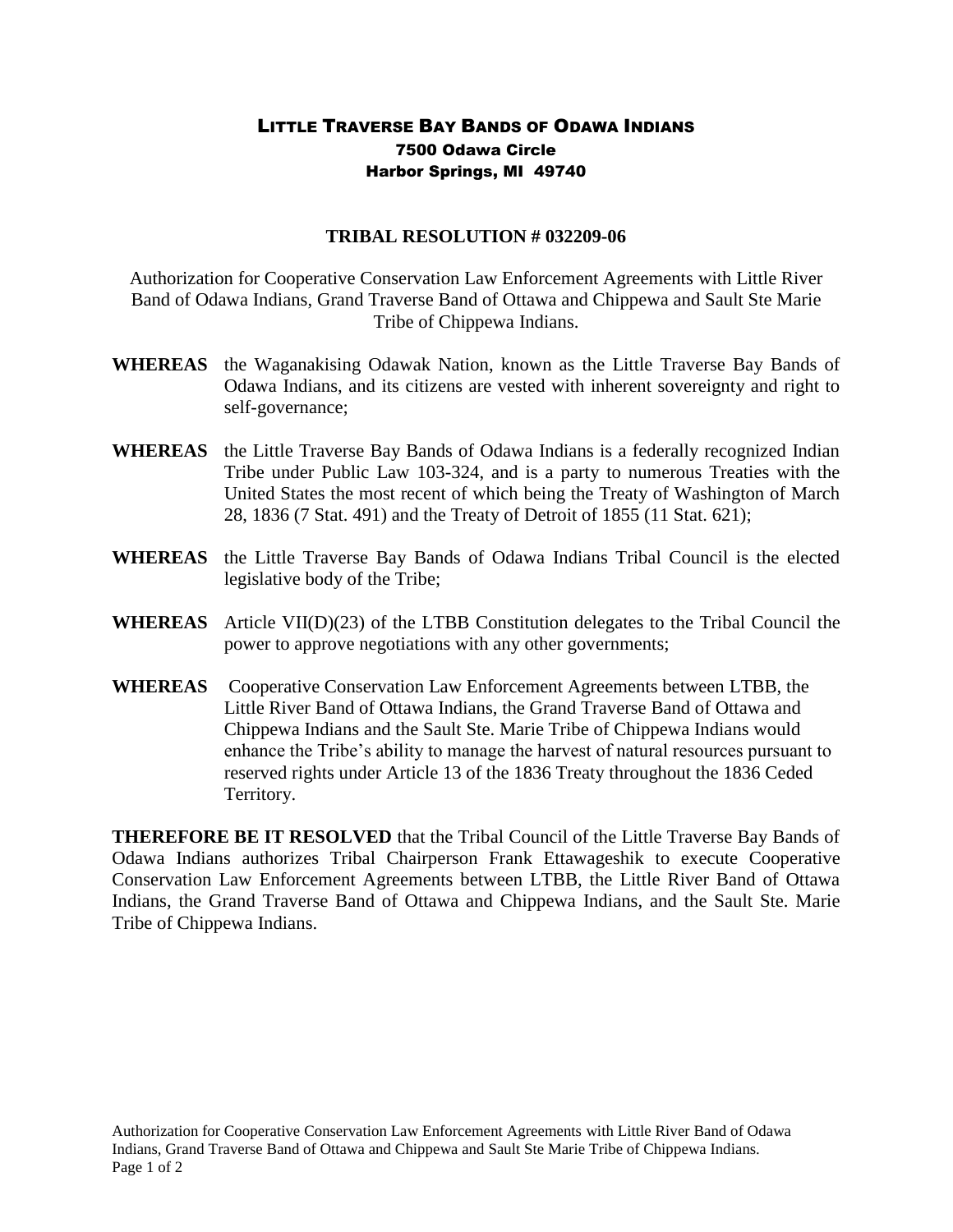# Little Traverse Bay Bands of Odawa Indians

7500 Odawa Circle
Harbor Springs, MI 49740

## TRIBAL RESOLUTION # 032209-06

Authorization for Cooperative Conservation Law Enforcement Agreements with Little River Band of Odawa Indians, Grand Traverse Band of Ottawa and Chippewa and Sault Ste Marie Tribe of Chippewa Indians.

**WHEREAS** the Waganakising Odawak Nation, known as the Little Traverse Bay Bands of Odawa Indians, and its citizens are vested with inherent sovereignty and right to self-governance;

**WHEREAS** the Little Traverse Bay Bands of Odawa Indians is a federally recognized Indian Tribe under Public Law 103-324, and is a party to numerous Treaties with the United States the most recent of which being the Treaty of Washington of March 28, 1836 (7 Stat. 491) and the Treaty of Detroit of 1855 (11 Stat. 621);

**WHEREAS** the Little Traverse Bay Bands of Odawa Indians Tribal Council is the elected legislative body of the Tribe;

**WHEREAS** Article VII(D)(23) of the LTBB Constitution delegates to the Tribal Council the power to approve negotiations with any other governments;

**WHEREAS** Cooperative Conservation Law Enforcement Agreements between LTBB, the Little River Band of Ottawa Indians, the Grand Traverse Band of Ottawa and Chippewa Indians and the Sault Ste. Marie Tribe of Chippewa Indians would enhance the Tribe's ability to manage the harvest of natural resources pursuant to reserved rights under Article 13 of the 1836 Treaty throughout the 1836 Ceded Territory.

**THEREFORE BE IT RESOLVED** that the Tribal Council of the Little Traverse Bay Bands of Odawa Indians authorizes Tribal Chairperson Frank Ettawageshik to execute Cooperative Conservation Law Enforcement Agreements between LTBB, the Little River Band of Ottawa Indians, the Grand Traverse Band of Ottawa and Chippewa Indians, and the Sault Ste. Marie Tribe of Chippewa Indians.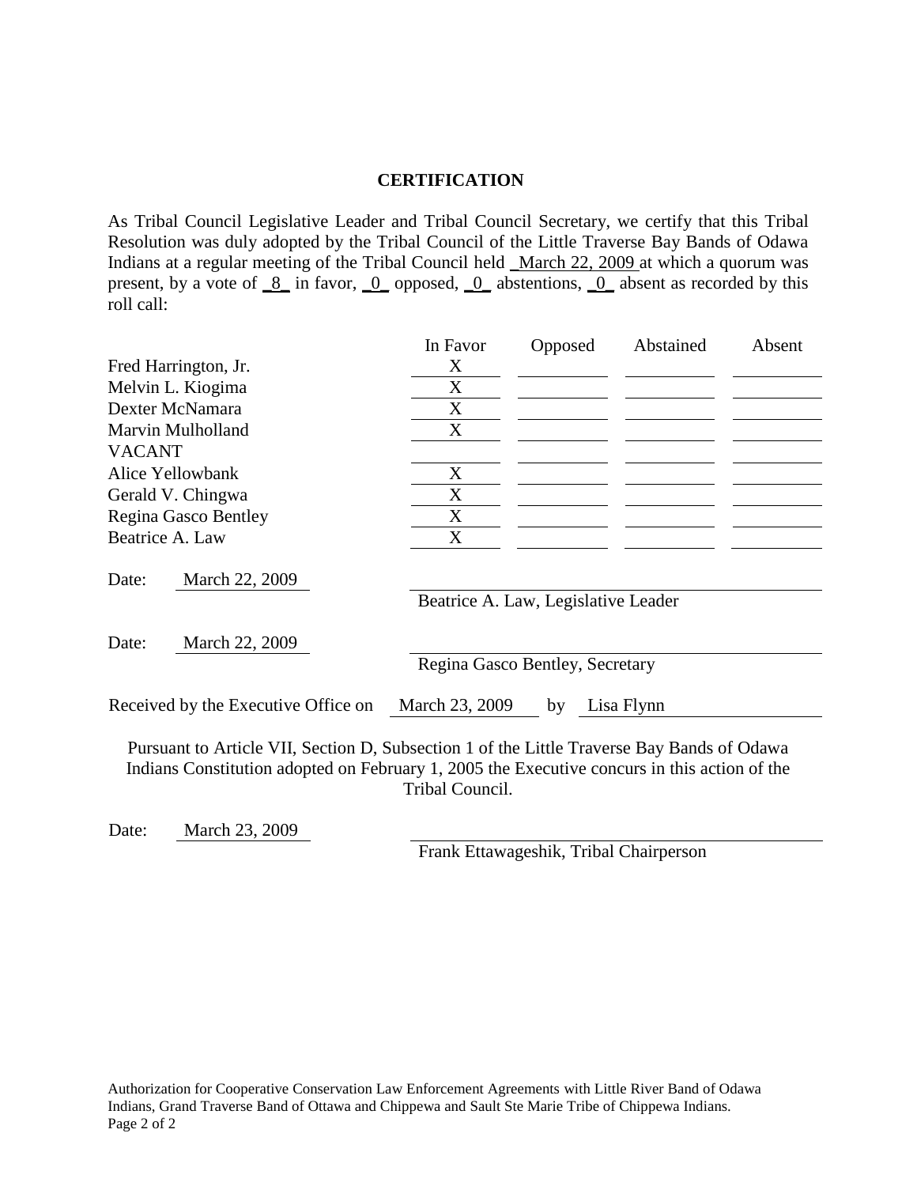## CERTIFICATION

As Tribal Council Legislative Leader and Tribal Council Secretary, we certify that this Tribal Resolution was duly adopted by the Tribal Council of the Little Traverse Bay Bands of Odawa Indians at a regular meeting of the Tribal Council held March 22, 2009 at which a quorum was present, by a vote of 8 in favor, 0 opposed, 0 abstentions, 0 absent as recorded by this roll call:

| | In Favor | Opposed | Abstained | Absent |
|---|---|---|---|---|
| Fred Harrington, Jr. | X | | | |
| Melvin L. Kiogima | X | | | |
| Dexter McNamara | X | | | |
| Marvin Mulholland | X | | | |
| VACANT | | | | |
| Alice Yellowbank | X | | | |
| Gerald V. Chingwa | X | | | |
| Regina Gasco Bentley | X | | | |
| Beatrice A. Law | X | | | |

Date: March 22, 2009

Beatrice A. Law, Legislative Leader

Date: March 22, 2009

Regina Gasco Bentley, Secretary

Received by the Executive Office on March 23, 2009 by Lisa Flynn

Pursuant to Article VII, Section D, Subsection 1 of the Little Traverse Bay Bands of Odawa Indians Constitution adopted on February 1, 2005 the Executive concurs in this action of the Tribal Council.

Date: March 23, 2009

Frank Ettawageshik, Tribal Chairperson

Authorization for Cooperative Conservation Law Enforcement Agreements with Little River Band of Odawa Indians, Grand Traverse Band of Ottawa and Chippewa and Sault Ste Marie Tribe of Chippewa Indians.